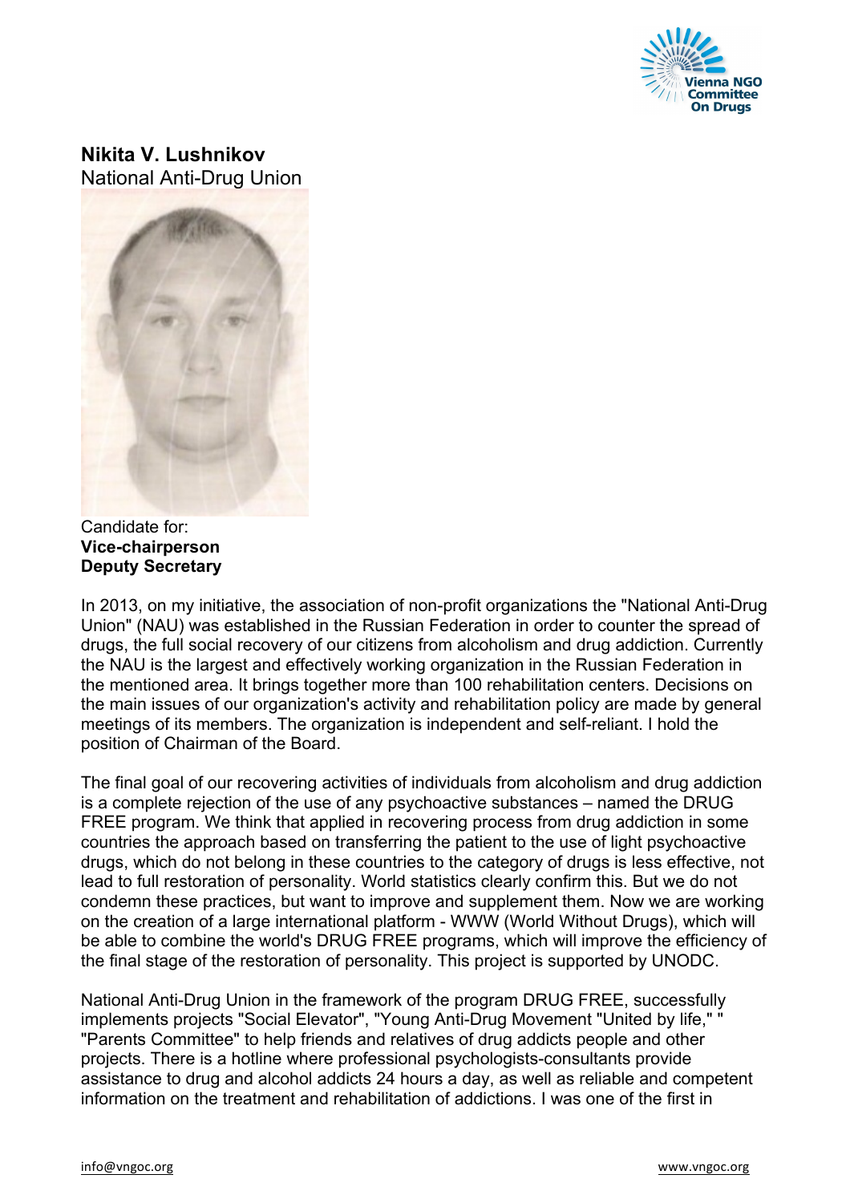**Nikita V. Lushnikov**
National Anti-Drug Union

Candidate for:
**Vice-chairperson**
**Deputy Secretary**

In 2013, on my initiative, the association of non-profit organizations the "National Anti-Drug Union" (NAU) was established in the Russian Federation in order to counter the spread of drugs, the full social recovery of our citizens from alcoholism and drug addiction. Currently the NAU is the largest and effectively working organization in the Russian Federation in the mentioned area. It brings together more than 100 rehabilitation centers. Decisions on the main issues of our organization's activity and rehabilitation policy are made by general meetings of its members. The organization is independent and self-reliant. I hold the position of Chairman of the Board.

The final goal of our recovering activities of individuals from alcoholism and drug addiction is a complete rejection of the use of any psychoactive substances – named the DRUG FREE program. We think that applied in recovering process from drug addiction in some countries the approach based on transferring the patient to the use of light psychoactive drugs, which do not belong in these countries to the category of drugs is less effective, not lead to full restoration of personality. World statistics clearly confirm this. But we do not condemn these practices, but want to improve and supplement them. Now we are working on the creation of a large international platform - WWW (World Without Drugs), which will be able to combine the world's DRUG FREE programs, which will improve the efficiency of the final stage of the restoration of personality. This project is supported by UNODC.

National Anti-Drug Union in the framework of the program DRUG FREE, successfully implements projects "Social Elevator", "Young Anti-Drug Movement "United by life," " "Parents Committee" to help friends and relatives of drug addicts people and other projects. There is a hotline where professional psychologists-consultants provide assistance to drug and alcohol addicts 24 hours a day, as well as reliable and competent information on the treatment and rehabilitation of addictions. I was one of the first in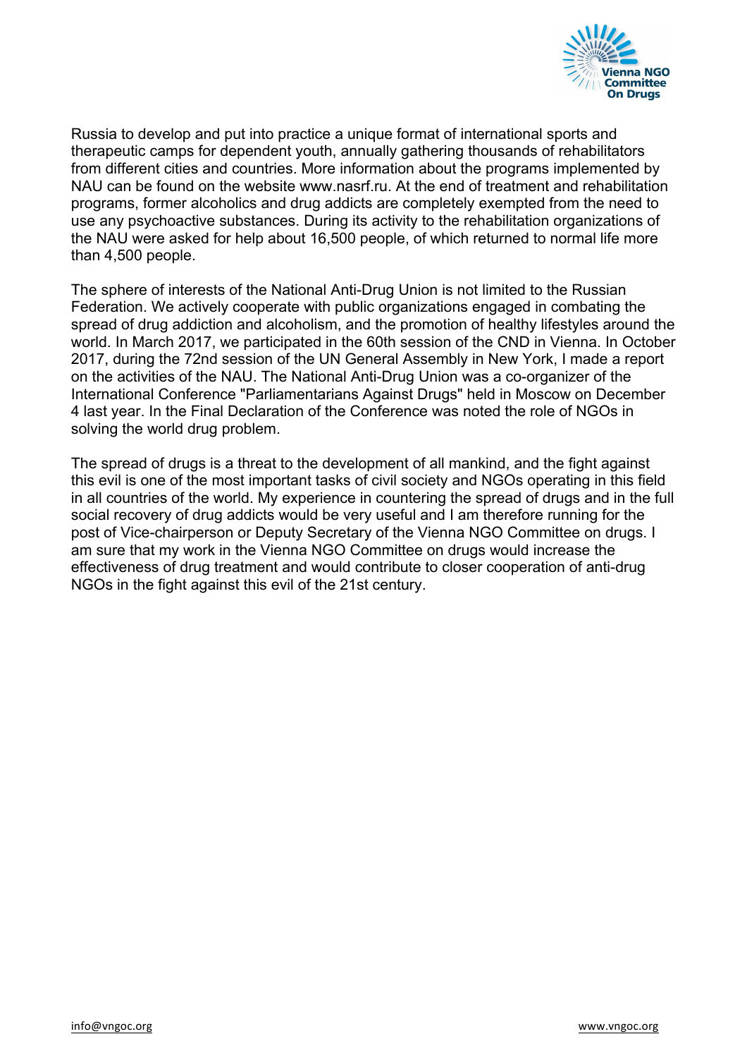Russia to develop and put into practice a unique format of international sports and therapeutic camps for dependent youth, annually gathering thousands of rehabilitators from different cities and countries. More information about the programs implemented by NAU can be found on the website www.nasrf.ru. At the end of treatment and rehabilitation programs, former alcoholics and drug addicts are completely exempted from the need to use any psychoactive substances. During its activity to the rehabilitation organizations of the NAU were asked for help about 16,500 people, of which returned to normal life more than 4,500 people.

The sphere of interests of the National Anti-Drug Union is not limited to the Russian Federation. We actively cooperate with public organizations engaged in combating the spread of drug addiction and alcoholism, and the promotion of healthy lifestyles around the world. In March 2017, we participated in the 60th session of the CND in Vienna. In October 2017, during the 72nd session of the UN General Assembly in New York, I made a report on the activities of the NAU. The National Anti-Drug Union was a co-organizer of the International Conference "Parliamentarians Against Drugs" held in Moscow on December 4 last year. In the Final Declaration of the Conference was noted the role of NGOs in solving the world drug problem.

The spread of drugs is a threat to the development of all mankind, and the fight against this evil is one of the most important tasks of civil society and NGOs operating in this field in all countries of the world. My experience in countering the spread of drugs and in the full social recovery of drug addicts would be very useful and I am therefore running for the post of Vice-chairperson or Deputy Secretary of the Vienna NGO Committee on drugs. I am sure that my work in the Vienna NGO Committee on drugs would increase the effectiveness of drug treatment and would contribute to closer cooperation of anti-drug NGOs in the fight against this evil of the 21st century.